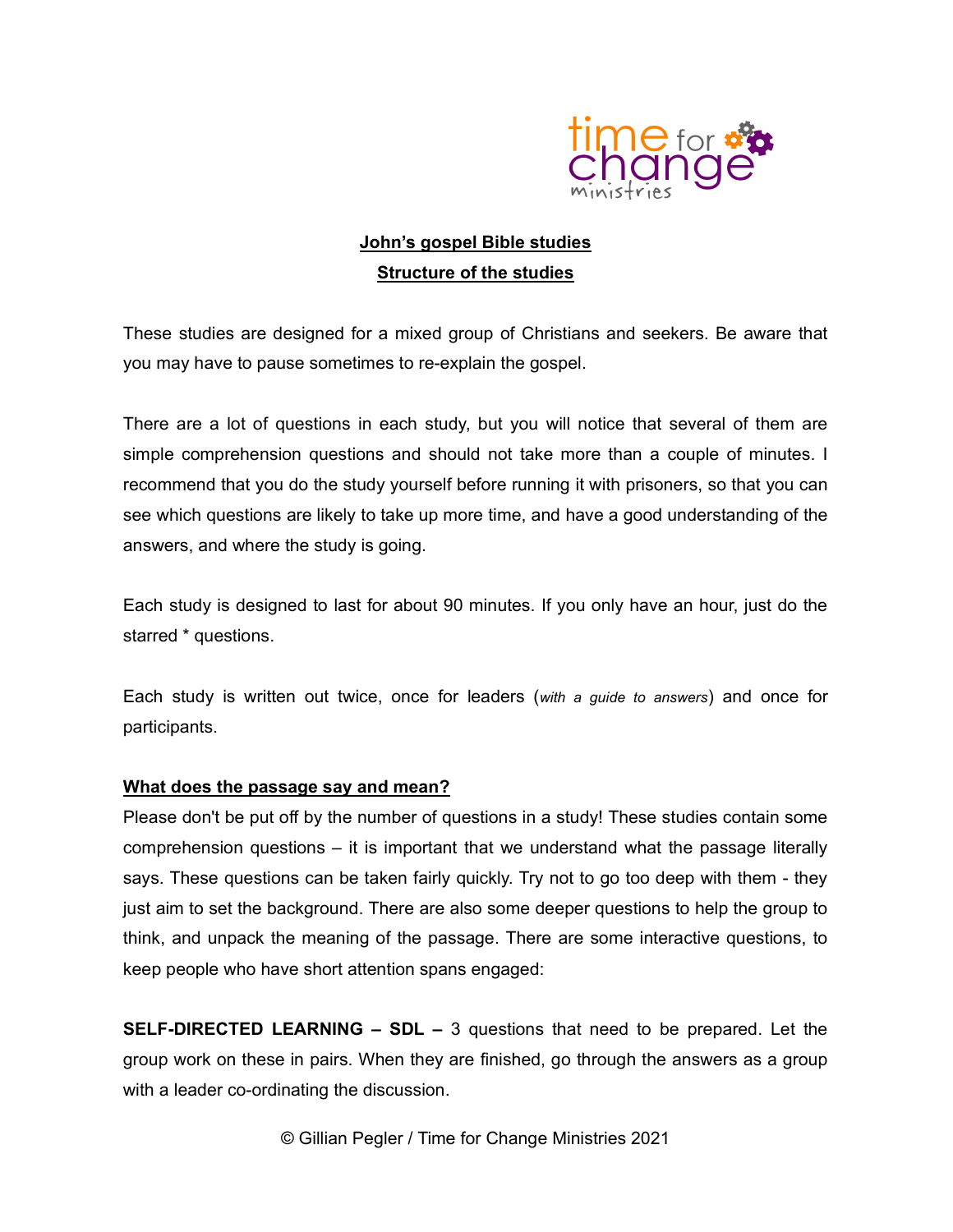# John's gospel Bible studies

## Structure of the studies

These studies are designed for a mixed group of Christians and seekers. Be aware that you may have to pause sometimes to re-explain the gospel.

There are a lot of questions in each study, but you will notice that several of them are simple comprehension questions and should not take more than a couple of minutes. I recommend that you do the study yourself before running it with prisoners, so that you can see which questions are likely to take up more time, and have a good understanding of the answers, and where the study is going.

Each study is designed to last for about 90 minutes. If you only have an hour, just do the starred * questions.

Each study is written out twice, once for leaders (*with a guide to answers*) and once for participants.

### What does the passage say and mean?

Please don't be put off by the number of questions in a study! These studies contain some comprehension questions – it is important that we understand what the passage literally says. These questions can be taken fairly quickly. Try not to go too deep with them - they just aim to set the background. There are also some deeper questions to help the group to think, and unpack the meaning of the passage. There are some interactive questions, to keep people who have short attention spans engaged:

**SELF-DIRECTED LEARNING – SDL –** 3 questions that need to be prepared. Let the group work on these in pairs. When they are finished, go through the answers as a group with a leader co-ordinating the discussion.

© Gillian Pegler / Time for Change Ministries 2021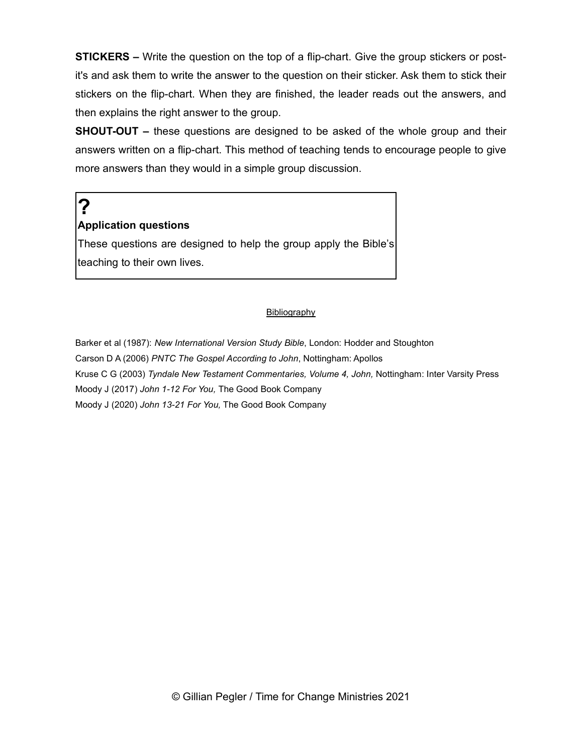**STICKERS –** Write the question on the top of a flip-chart. Give the group stickers or post-it's and ask them to write the answer to the question on their sticker. Ask them to stick their stickers on the flip-chart. When they are finished, the leader reads out the answers, and then explains the right answer to the group.

**SHOUT-OUT –** these questions are designed to be asked of the whole group and their answers written on a flip-chart. This method of teaching tends to encourage people to give more answers than they would in a simple group discussion.

> **?**
>
> **Application questions**
>
> These questions are designed to help the group apply the Bible's teaching to their own lives.

Bibliography

Barker et al (1987): *New International Version Study Bible*, London: Hodder and Stoughton

Carson D A (2006) *PNTC The Gospel According to John*, Nottingham: Apollos

Kruse C G (2003) *Tyndale New Testament Commentaries, Volume 4, John,* Nottingham: Inter Varsity Press

Moody J (2017) *John 1-12 For You,* The Good Book Company

Moody J (2020) *John 13-21 For You,* The Good Book Company

© Gillian Pegler / Time for Change Ministries 2021